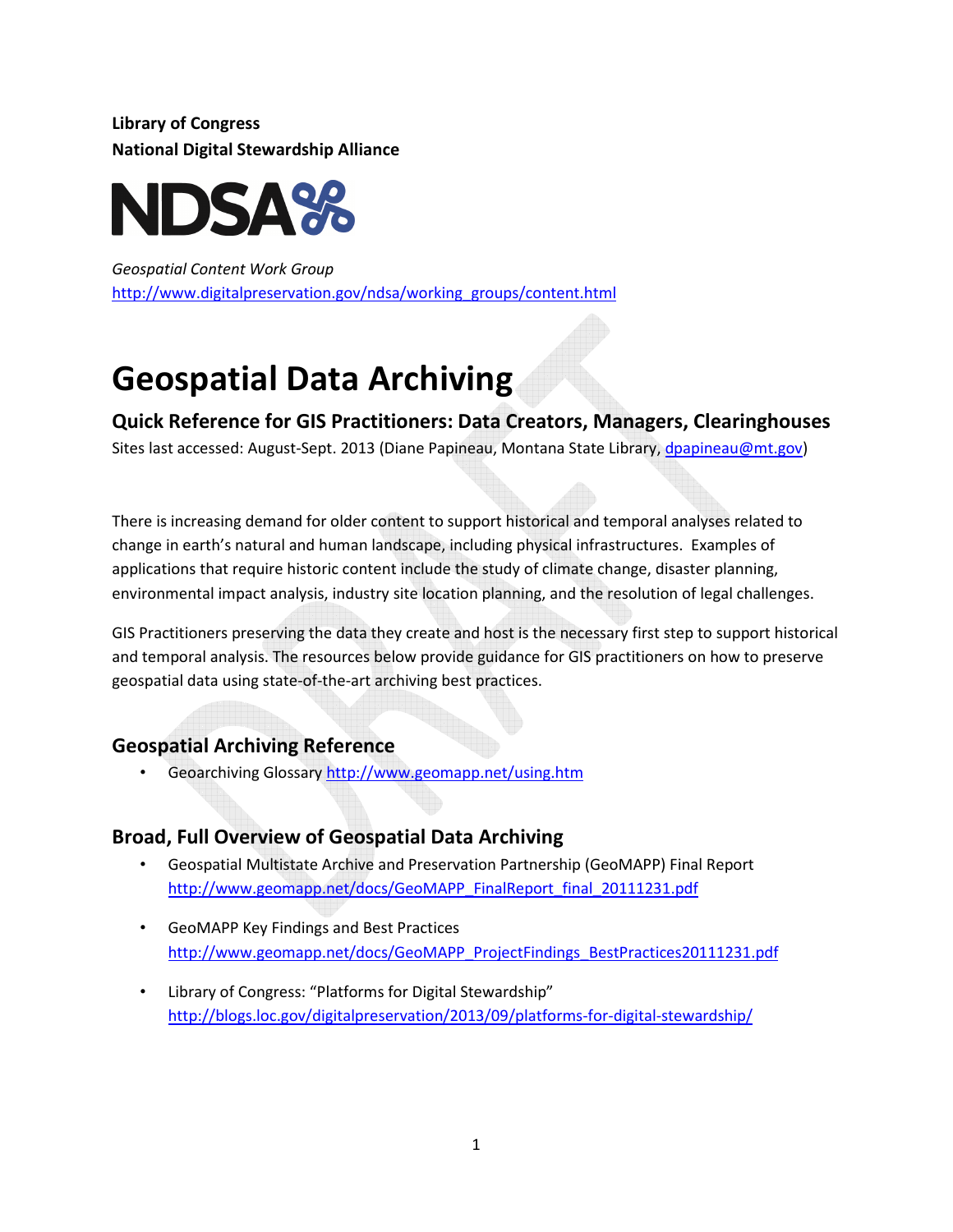**Library of Congress**
**National Digital Stewardship Alliance**

NDSA

*Geospatial Content Work Group*
http://www.digitalpreservation.gov/ndsa/working_groups/content.html

# Geospatial Data Archiving

## Quick Reference for GIS Practitioners: Data Creators, Managers, Clearinghouses

Sites last accessed: August-Sept. 2013 (Diane Papineau, Montana State Library, dpapineau@mt.gov)

There is increasing demand for older content to support historical and temporal analyses related to change in earth's natural and human landscape, including physical infrastructures. Examples of applications that require historic content include the study of climate change, disaster planning, environmental impact analysis, industry site location planning, and the resolution of legal challenges.

GIS Practitioners preserving the data they create and host is the necessary first step to support historical and temporal analysis. The resources below provide guidance for GIS practitioners on how to preserve geospatial data using state-of-the-art archiving best practices.

### Geospatial Archiving Reference

- Geoarchiving Glossary http://www.geomapp.net/using.htm

### Broad, Full Overview of Geospatial Data Archiving

- Geospatial Multistate Archive and Preservation Partnership (GeoMAPP) Final Report
  http://www.geomapp.net/docs/GeoMAPP_FinalReport_final_20111231.pdf
- GeoMAPP Key Findings and Best Practices
  http://www.geomapp.net/docs/GeoMAPP_ProjectFindings_BestPractices20111231.pdf
- Library of Congress: "Platforms for Digital Stewardship"
  http://blogs.loc.gov/digitalpreservation/2013/09/platforms-for-digital-stewardship/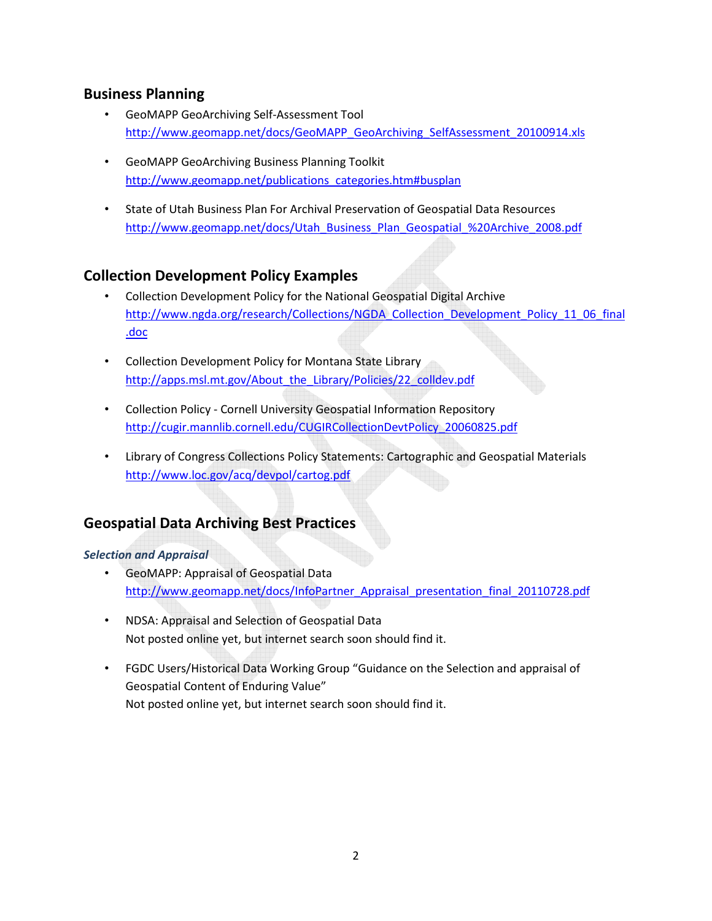## Business Planning

- GeoMAPP GeoArchiving Self-Assessment Tool
  http://www.geomapp.net/docs/GeoMAPP_GeoArchiving_SelfAssessment_20100914.xls

- GeoMAPP GeoArchiving Business Planning Toolkit
  http://www.geomapp.net/publications_categories.htm#busplan

- State of Utah Business Plan For Archival Preservation of Geospatial Data Resources
  http://www.geomapp.net/docs/Utah_Business_Plan_Geospatial_%20Archive_2008.pdf

## Collection Development Policy Examples

- Collection Development Policy for the National Geospatial Digital Archive
  http://www.ngda.org/research/Collections/NGDA_Collection_Development_Policy_11_06_final.doc

- Collection Development Policy for Montana State Library
  http://apps.msl.mt.gov/About_the_Library/Policies/22_colldev.pdf

- Collection Policy - Cornell University Geospatial Information Repository
  http://cugir.mannlib.cornell.edu/CUGIRCollectionDevtPolicy_20060825.pdf

- Library of Congress Collections Policy Statements: Cartographic and Geospatial Materials
  http://www.loc.gov/acq/devpol/cartog.pdf

## Geospatial Data Archiving Best Practices

### *Selection and Appraisal*

- GeoMAPP: Appraisal of Geospatial Data
  http://www.geomapp.net/docs/InfoPartner_Appraisal_presentation_final_20110728.pdf

- NDSA: Appraisal and Selection of Geospatial Data
  Not posted online yet, but internet search soon should find it.

- FGDC Users/Historical Data Working Group "Guidance on the Selection and appraisal of Geospatial Content of Enduring Value"
  Not posted online yet, but internet search soon should find it.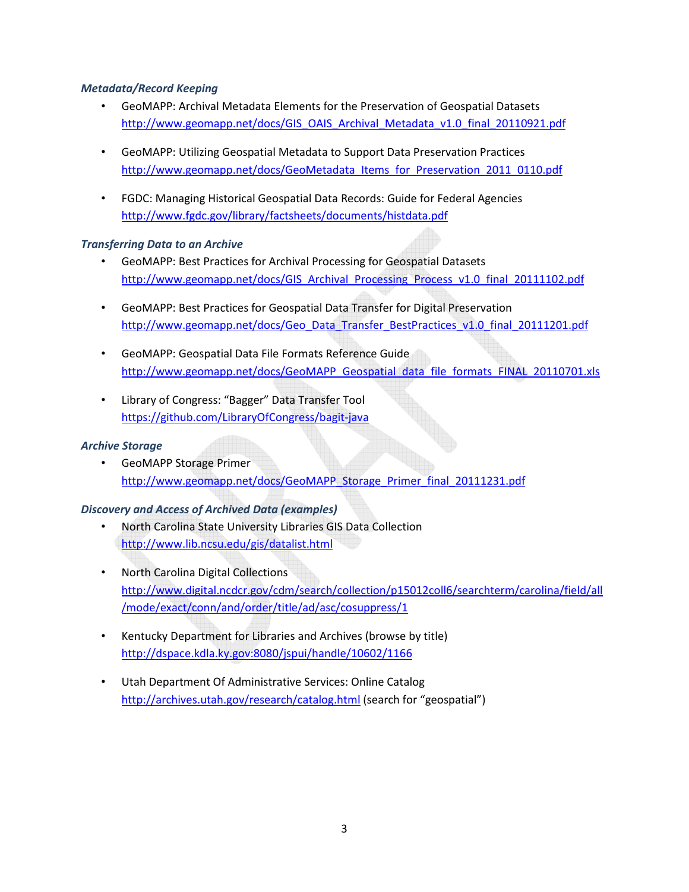*Metadata/Record Keeping*

- GeoMAPP: Archival Metadata Elements for the Preservation of Geospatial Datasets
  http://www.geomapp.net/docs/GIS_OAIS_Archival_Metadata_v1.0_final_20110921.pdf

- GeoMAPP: Utilizing Geospatial Metadata to Support Data Preservation Practices
  http://www.geomapp.net/docs/GeoMetadata_Items_for_Preservation_2011_0110.pdf

- FGDC: Managing Historical Geospatial Data Records: Guide for Federal Agencies
  http://www.fgdc.gov/library/factsheets/documents/histdata.pdf

*Transferring Data to an Archive*

- GeoMAPP: Best Practices for Archival Processing for Geospatial Datasets
  http://www.geomapp.net/docs/GIS_Archival_Processing_Process_v1.0_final_20111102.pdf

- GeoMAPP: Best Practices for Geospatial Data Transfer for Digital Preservation
  http://www.geomapp.net/docs/Geo_Data_Transfer_BestPractices_v1.0_final_20111201.pdf

- GeoMAPP: Geospatial Data File Formats Reference Guide
  http://www.geomapp.net/docs/GeoMAPP_Geospatial_data_file_formats_FINAL_20110701.xls

- Library of Congress: "Bagger" Data Transfer Tool
  https://github.com/LibraryOfCongress/bagit-java

*Archive Storage*

- GeoMAPP Storage Primer
  http://www.geomapp.net/docs/GeoMAPP_Storage_Primer_final_20111231.pdf

*Discovery and Access of Archived Data (examples)*

- North Carolina State University Libraries GIS Data Collection
  http://www.lib.ncsu.edu/gis/datalist.html

- North Carolina Digital Collections
  http://www.digital.ncdcr.gov/cdm/search/collection/p15012coll6/searchterm/carolina/field/all/mode/exact/conn/and/order/title/ad/asc/cosuppress/1

- Kentucky Department for Libraries and Archives (browse by title)
  http://dspace.kdla.ky.gov:8080/jspui/handle/10602/1166

- Utah Department Of Administrative Services: Online Catalog
  http://archives.utah.gov/research/catalog.html (search for "geospatial")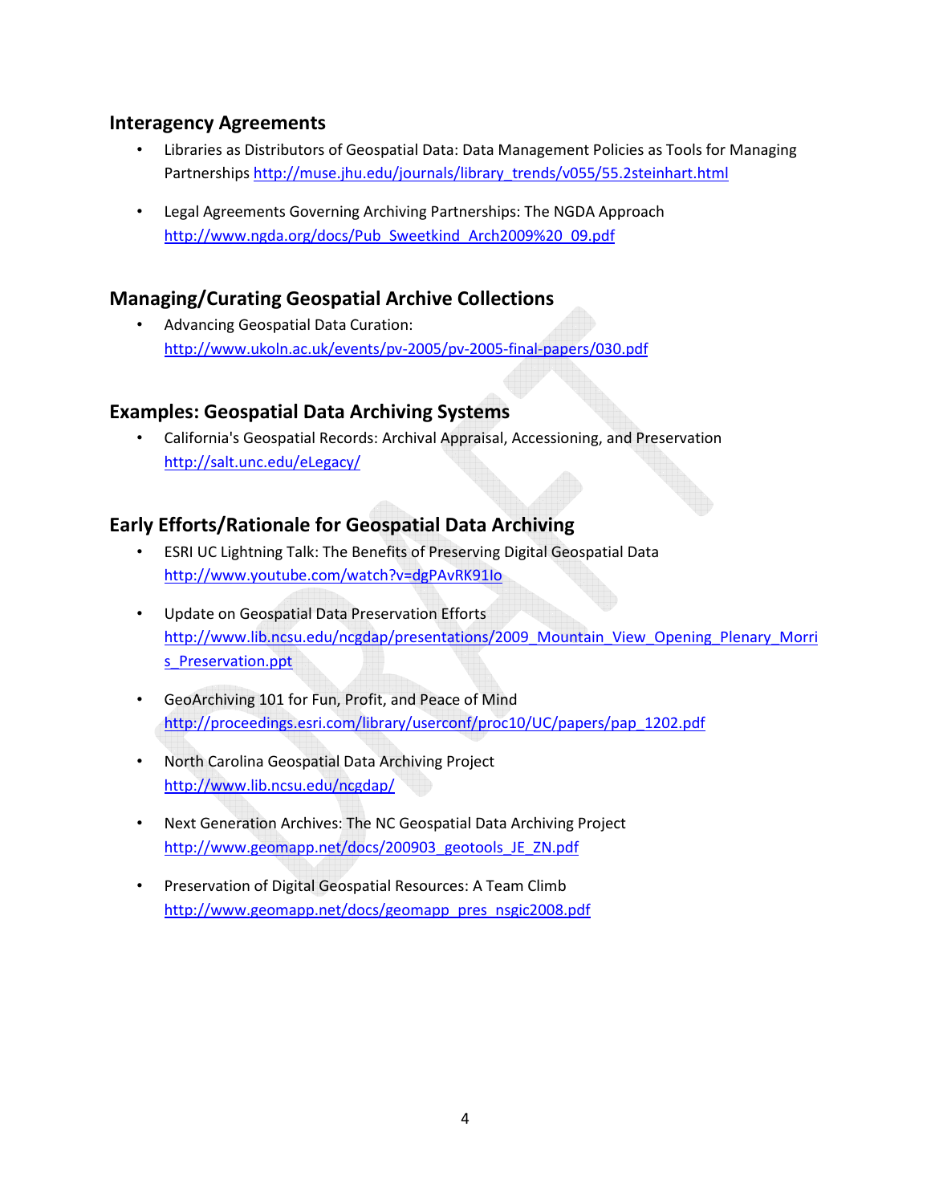## Interagency Agreements

- Libraries as Distributors of Geospatial Data: Data Management Policies as Tools for Managing Partnerships http://muse.jhu.edu/journals/library_trends/v055/55.2steinhart.html
- Legal Agreements Governing Archiving Partnerships: The NGDA Approach http://www.ngda.org/docs/Pub_Sweetkind_Arch2009%20_09.pdf

## Managing/Curating Geospatial Archive Collections

- Advancing Geospatial Data Curation: http://www.ukoln.ac.uk/events/pv-2005/pv-2005-final-papers/030.pdf

## Examples: Geospatial Data Archiving Systems

- California's Geospatial Records: Archival Appraisal, Accessioning, and Preservation http://salt.unc.edu/eLegacy/

## Early Efforts/Rationale for Geospatial Data Archiving

- ESRI UC Lightning Talk: The Benefits of Preserving Digital Geospatial Data http://www.youtube.com/watch?v=dgPAvRK91lo
- Update on Geospatial Data Preservation Efforts http://www.lib.ncsu.edu/ncgdap/presentations/2009_Mountain_View_Opening_Plenary_Morris_Preservation.ppt
- GeoArchiving 101 for Fun, Profit, and Peace of Mind http://proceedings.esri.com/library/userconf/proc10/UC/papers/pap_1202.pdf
- North Carolina Geospatial Data Archiving Project http://www.lib.ncsu.edu/ncgdap/
- Next Generation Archives: The NC Geospatial Data Archiving Project http://www.geomapp.net/docs/200903_geotools_JE_ZN.pdf
- Preservation of Digital Geospatial Resources: A Team Climb http://www.geomapp.net/docs/geomapp_pres_nsgic2008.pdf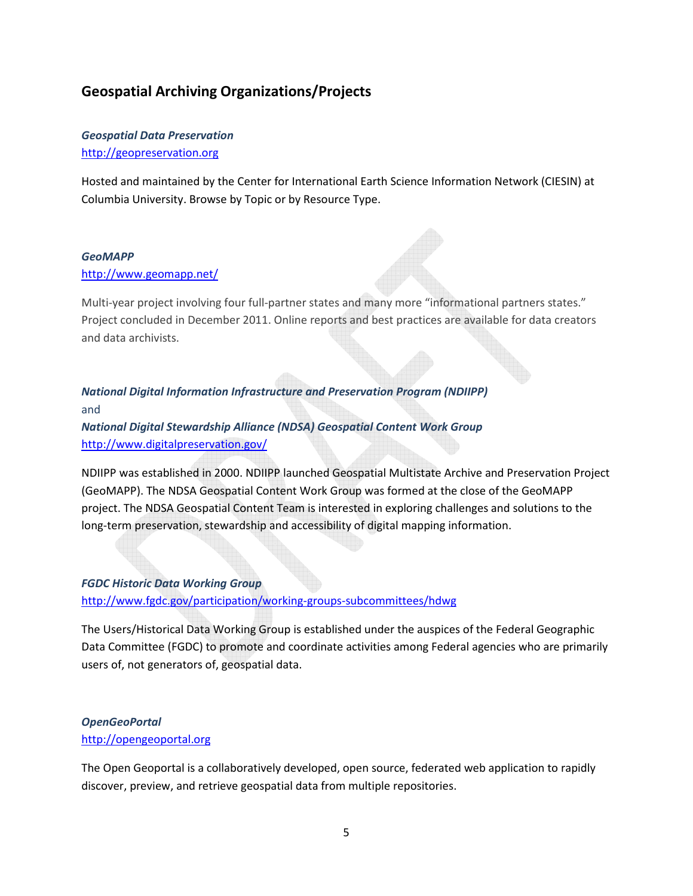## Geospatial Archiving Organizations/Projects

***Geospatial Data Preservation***
http://geopreservation.org

Hosted and maintained by the Center for International Earth Science Information Network (CIESIN) at Columbia University. Browse by Topic or by Resource Type.

***GeoMAPP***
http://www.geomapp.net/

Multi-year project involving four full-partner states and many more "informational partners states." Project concluded in December 2011. Online reports and best practices are available for data creators and data archivists.

***National Digital Information Infrastructure and Preservation Program (NDIIPP)***
and
***National Digital Stewardship Alliance (NDSA) Geospatial Content Work Group***
http://www.digitalpreservation.gov/

NDIIPP was established in 2000. NDIIPP launched Geospatial Multistate Archive and Preservation Project (GeoMAPP). The NDSA Geospatial Content Work Group was formed at the close of the GeoMAPP project. The NDSA Geospatial Content Team is interested in exploring challenges and solutions to the long-term preservation, stewardship and accessibility of digital mapping information.

***FGDC Historic Data Working Group***
http://www.fgdc.gov/participation/working-groups-subcommittees/hdwg

The Users/Historical Data Working Group is established under the auspices of the Federal Geographic Data Committee (FGDC) to promote and coordinate activities among Federal agencies who are primarily users of, not generators of, geospatial data.

***OpenGeoPortal***
http://opengeoportal.org

The Open Geoportal is a collaboratively developed, open source, federated web application to rapidly discover, preview, and retrieve geospatial data from multiple repositories.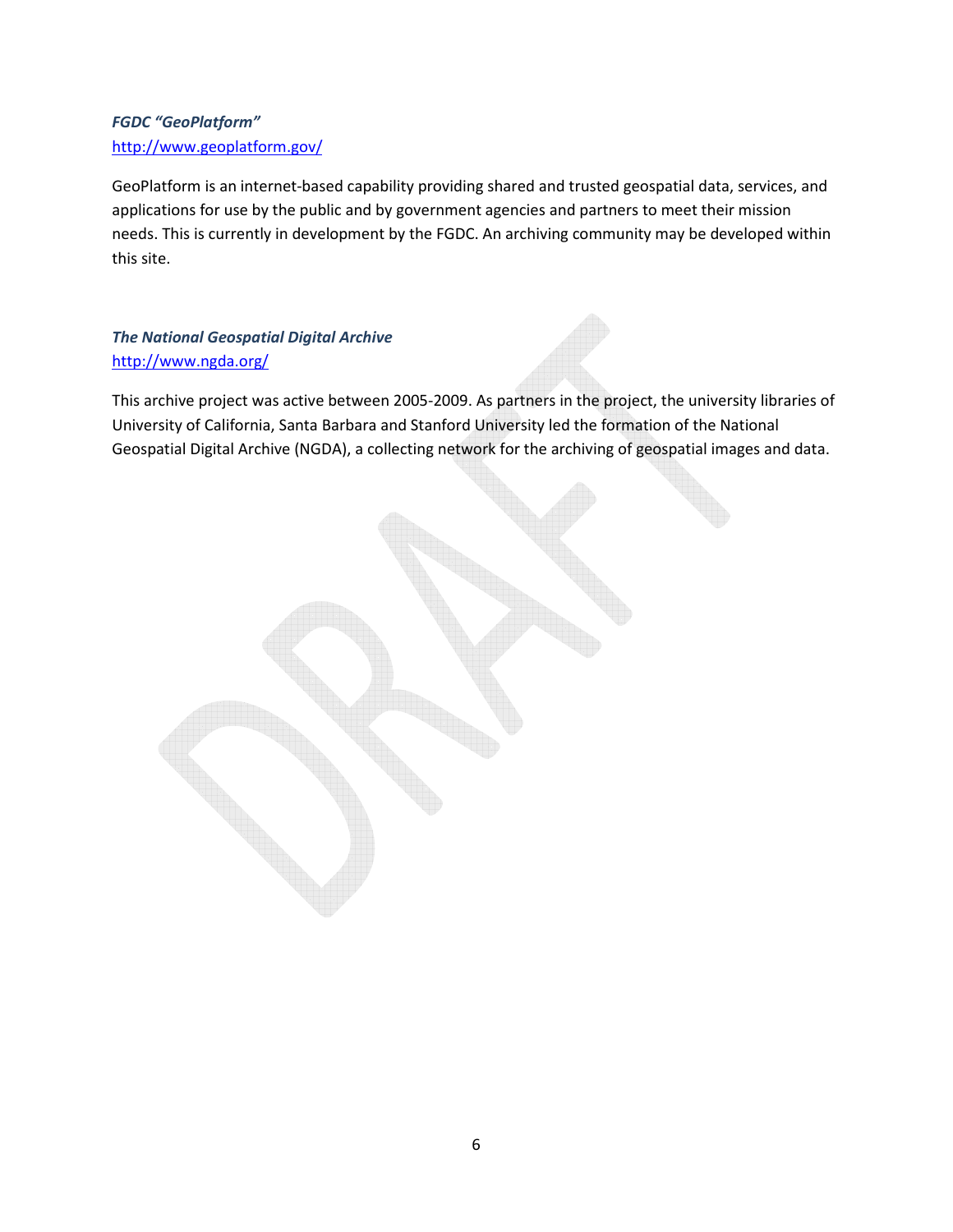***FGDC "GeoPlatform"***
http://www.geoplatform.gov/

GeoPlatform is an internet-based capability providing shared and trusted geospatial data, services, and applications for use by the public and by government agencies and partners to meet their mission needs. This is currently in development by the FGDC. An archiving community may be developed within this site.

***The National Geospatial Digital Archive***
http://www.ngda.org/

This archive project was active between 2005-2009. As partners in the project, the university libraries of University of California, Santa Barbara and Stanford University led the formation of the National Geospatial Digital Archive (NGDA), a collecting network for the archiving of geospatial images and data.